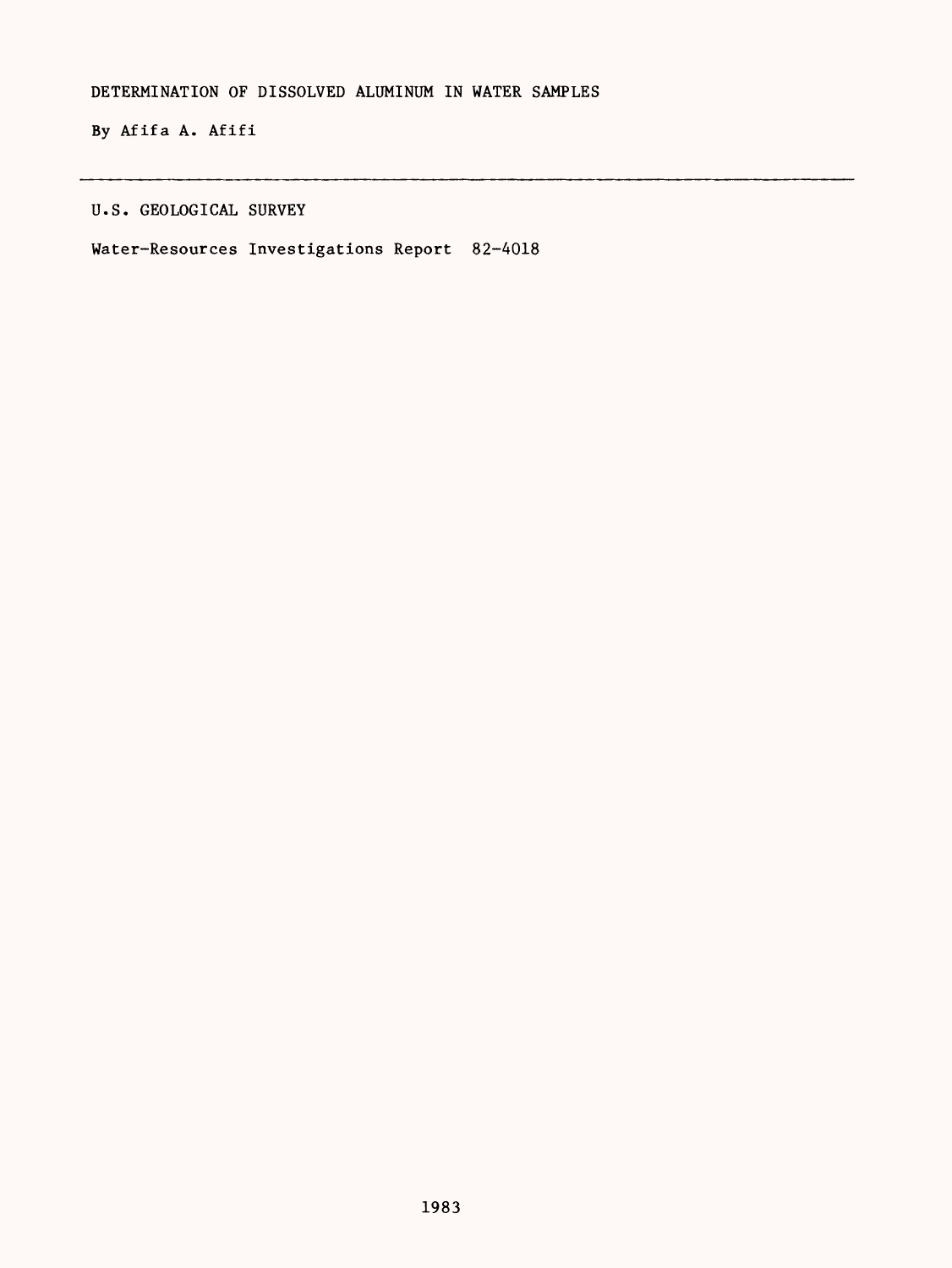# DETERMINATION OF DISSOLVED ALUMINUM IN WATER SAMPLES

By Afifa A. Afifi

---

U.S. GEOLOGICAL SURVEY

Water-Resources Investigations Report 82-4018

1983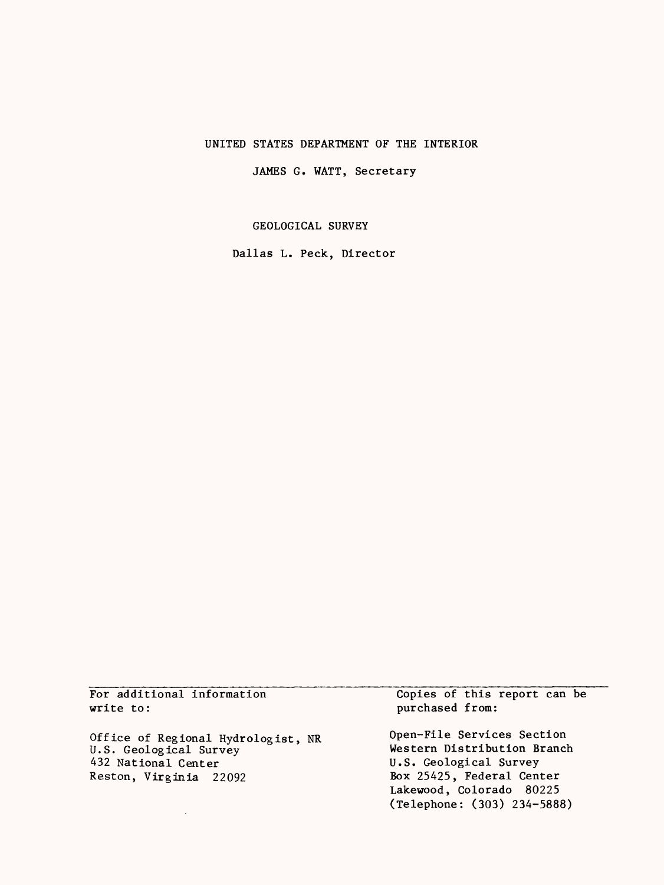UNITED STATES DEPARTMENT OF THE INTERIOR

JAMES G. WATT, Secretary

GEOLOGICAL SURVEY

Dallas L. Peck, Director

For additional information write to:

Office of Regional Hydrologist, NR
U.S. Geological Survey
432 National Center
Reston, Virginia 22092

Copies of this report can be purchased from:

Open-File Services Section
Western Distribution Branch
U.S. Geological Survey
Box 25425, Federal Center
Lakewood, Colorado 80225
(Telephone: (303) 234-5888)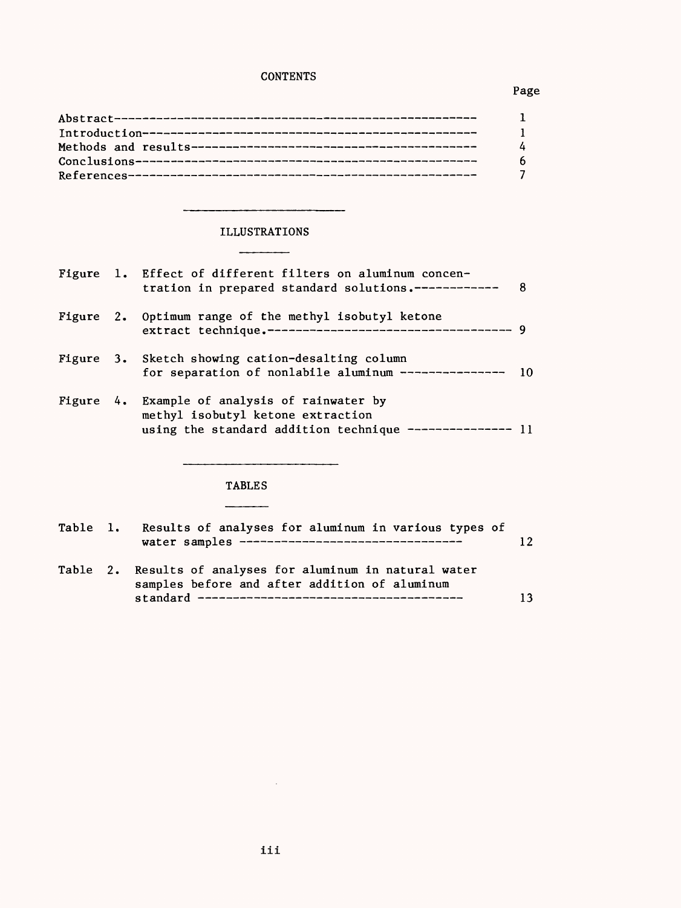# CONTENTS

| | Page |
|---|---|
| Abstract | 1 |
| Introduction | 1 |
| Methods and results | 4 |
| Conclusions | 6 |
| References | 7 |

## ILLUSTRATIONS

| | | Page |
|---|---|---|
| Figure 1. | Effect of different filters on aluminum concentration in prepared standard solutions. | 8 |
| Figure 2. | Optimum range of the methyl isobutyl ketone extract technique. | 9 |
| Figure 3. | Sketch showing cation-desalting column for separation of nonlabile aluminum | 10 |
| Figure 4. | Example of analysis of rainwater by methyl isobutyl ketone extraction using the standard addition technique | 11 |

## TABLES

| | | Page |
|---|---|---|
| Table 1. | Results of analyses for aluminum in various types of water samples | 12 |
| Table 2. | Results of analyses for aluminum in natural water samples before and after addition of aluminum standard | 13 |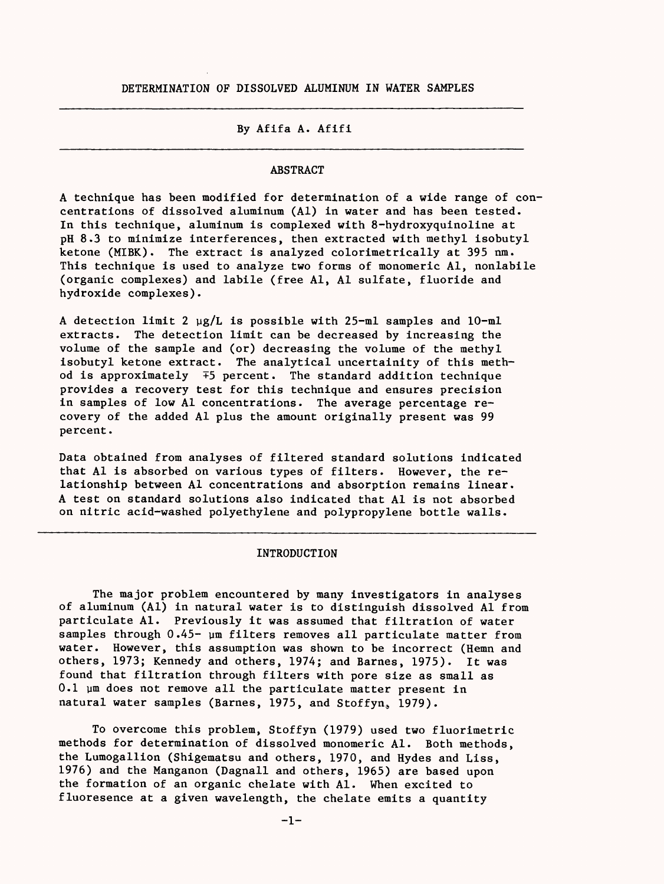# DETERMINATION OF DISSOLVED ALUMINUM IN WATER SAMPLES

By Afifa A. Afifi

## ABSTRACT

A technique has been modified for determination of a wide range of concentrations of dissolved aluminum (Al) in water and has been tested. In this technique, aluminum is complexed with 8-hydroxyquinoline at pH 8.3 to minimize interferences, then extracted with methyl isobutyl ketone (MIBK). The extract is analyzed colorimetrically at 395 nm. This technique is used to analyze two forms of monomeric Al, nonlabile (organic complexes) and labile (free Al, Al sulfate, fluoride and hydroxide complexes).

A detection limit 2 µg/L is possible with 25-ml samples and 10-ml extracts. The detection limit can be decreased by increasing the volume of the sample and (or) decreasing the volume of the methyl isobutyl ketone extract. The analytical uncertainity of this method is approximately ∓5 percent. The standard addition technique provides a recovery test for this technique and ensures precision in samples of low Al concentrations. The average percentage recovery of the added Al plus the amount originally present was 99 percent.

Data obtained from analyses of filtered standard solutions indicated that Al is absorbed on various types of filters. However, the relationship between Al concentrations and absorption remains linear. A test on standard solutions also indicated that Al is not absorbed on nitric acid-washed polyethylene and polypropylene bottle walls.

## INTRODUCTION

The major problem encountered by many investigators in analyses of aluminum (Al) in natural water is to distinguish dissolved Al from particulate Al. Previously it was assumed that filtration of water samples through 0.45- µm filters removes all particulate matter from water. However, this assumption was shown to be incorrect (Hemn and others, 1973; Kennedy and others, 1974; and Barnes, 1975). It was found that filtration through filters with pore size as small as 0.1 µm does not remove all the particulate matter present in natural water samples (Barnes, 1975, and Stoffyn, 1979).

To overcome this problem, Stoffyn (1979) used two fluorimetric methods for determination of dissolved monomeric Al. Both methods, the Lumogallion (Shigematsu and others, 1970, and Hydes and Liss, 1976) and the Manganon (Dagnall and others, 1965) are based upon the formation of an organic chelate with Al. When excited to fluoresence at a given wavelength, the chelate emits a quantity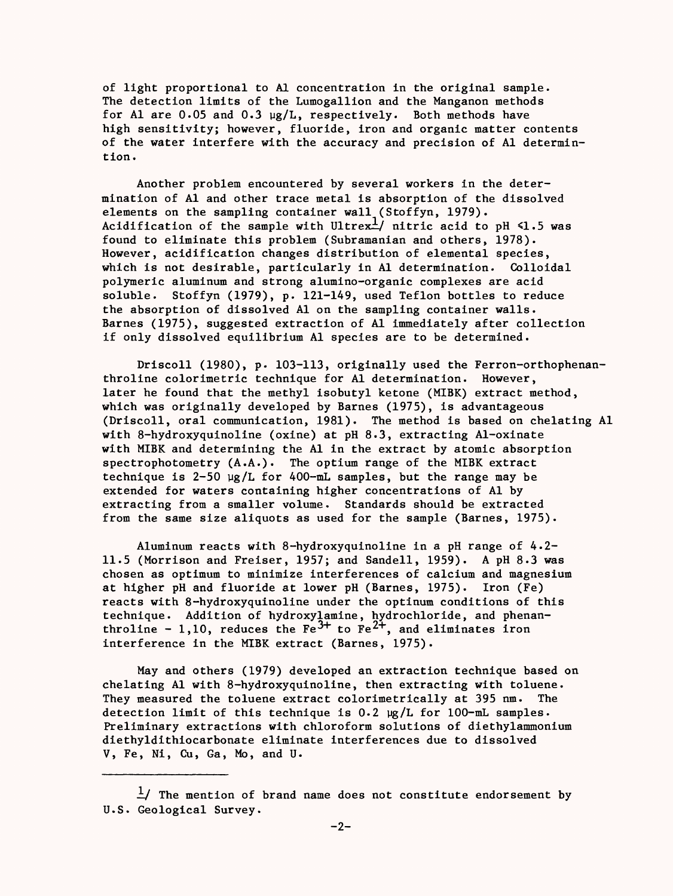of light proportional to Al concentration in the original sample. The detection limits of the Lumogallion and the Manganon methods for Al are 0.05 and 0.3 μg/L, respectively. Both methods have high sensitivity; however, fluoride, iron and organic matter contents of the water interfere with the accuracy and precision of Al determintion.

Another problem encountered by several workers in the determination of Al and other trace metal is absorption of the dissolved elements on the sampling container wall (Stoffyn, 1979). Acidification of the sample with Ultrex[1] nitric acid to pH <1.5 was found to eliminate this problem (Subramanian and others, 1978). However, acidification changes distribution of elemental species, which is not desirable, particularly in Al determination. Colloidal polymeric aluminum and strong alumino-organic complexes are acid soluble. Stoffyn (1979), p. 121-149, used Teflon bottles to reduce the absorption of dissolved Al on the sampling container walls. Barnes (1975), suggested extraction of Al immediately after collection if only dissolved equilibrium Al species are to be determined.

Driscoll (1980), p. 103-113, originally used the Ferron-orthophenanthroline colorimetric technique for Al determination. However, later he found that the methyl isobutyl ketone (MIBK) extract method, which was originally developed by Barnes (1975), is advantageous (Driscoll, oral communication, 1981). The method is based on chelating Al with 8-hydroxyquinoline (oxine) at pH 8.3, extracting Al-oxinate with MIBK and determining the Al in the extract by atomic absorption spectrophotometry (A.A.). The optium range of the MIBK extract technique is 2-50 μg/L for 400-mL samples, but the range may be extended for waters containing higher concentrations of Al by extracting from a smaller volume. Standards should be extracted from the same size aliquots as used for the sample (Barnes, 1975).

Aluminum reacts with 8-hydroxyquinoline in a pH range of 4.2-11.5 (Morrison and Freiser, 1957; and Sandell, 1959). A pH 8.3 was chosen as optimum to minimize interferences of calcium and magnesium at higher pH and fluoride at lower pH (Barnes, 1975). Iron (Fe) reacts with 8-hydroxyquinoline under the optinum conditions of this technique. Addition of hydroxylamine, hydrochloride, and phenanthroline - 1,10, reduces the $Fe^{3+}$ to $Fe^{2+}$, and eliminates iron interference in the MIBK extract (Barnes, 1975).

May and others (1979) developed an extraction technique based on chelating Al with 8-hydroxyquinoline, then extracting with toluene. They measured the toluene extract colorimetrically at 395 nm. The detection limit of this technique is 0.2 μg/L for 100-mL samples. Preliminary extractions with chloroform solutions of diethylammonium diethyldithiocarbonate eliminate interferences due to dissolved V, Fe, Ni, Cu, Ga, Mo, and U.

---

[1] The mention of brand name does not constitute endorsement by U.S. Geological Survey.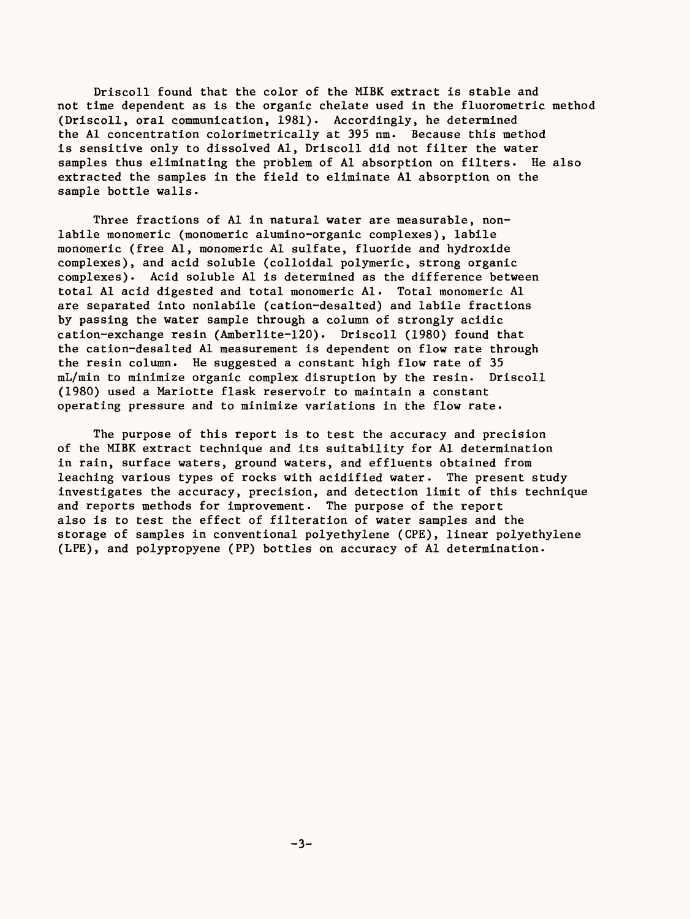Driscoll found that the color of the MIBK extract is stable and not time dependent as is the organic chelate used in the fluorometric method (Driscoll, oral communication, 1981). Accordingly, he determined the Al concentration colorimetrically at 395 nm. Because this method is sensitive only to dissolved Al, Driscoll did not filter the water samples thus eliminating the problem of Al absorption on filters. He also extracted the samples in the field to eliminate Al absorption on the sample bottle walls.

Three fractions of Al in natural water are measurable, non-labile monomeric (monomeric alumino-organic complexes), labile monomeric (free Al, monomeric Al sulfate, fluoride and hydroxide complexes), and acid soluble (colloidal polymeric, strong organic complexes). Acid soluble Al is determined as the difference between total Al acid digested and total monomeric Al. Total monomeric Al are separated into nonlabile (cation-desalted) and labile fractions by passing the water sample through a column of strongly acidic cation-exchange resin (Amberlite-120). Driscoll (1980) found that the cation-desalted Al measurement is dependent on flow rate through the resin column. He suggested a constant high flow rate of 35 mL/min to minimize organic complex disruption by the resin. Driscoll (1980) used a Mariotte flask reservoir to maintain a constant operating pressure and to minimize variations in the flow rate.

The purpose of this report is to test the accuracy and precision of the MIBK extract technique and its suitability for Al determination in rain, surface waters, ground waters, and effluents obtained from leaching various types of rocks with acidified water. The present study investigates the accuracy, precision, and detection limit of this technique and reports methods for improvement. The purpose of the report also is to test the effect of filteration of water samples and the storage of samples in conventional polyethylene (CPE), linear polyethylene (LPE), and polypropyene (PP) bottles on accuracy of Al determination.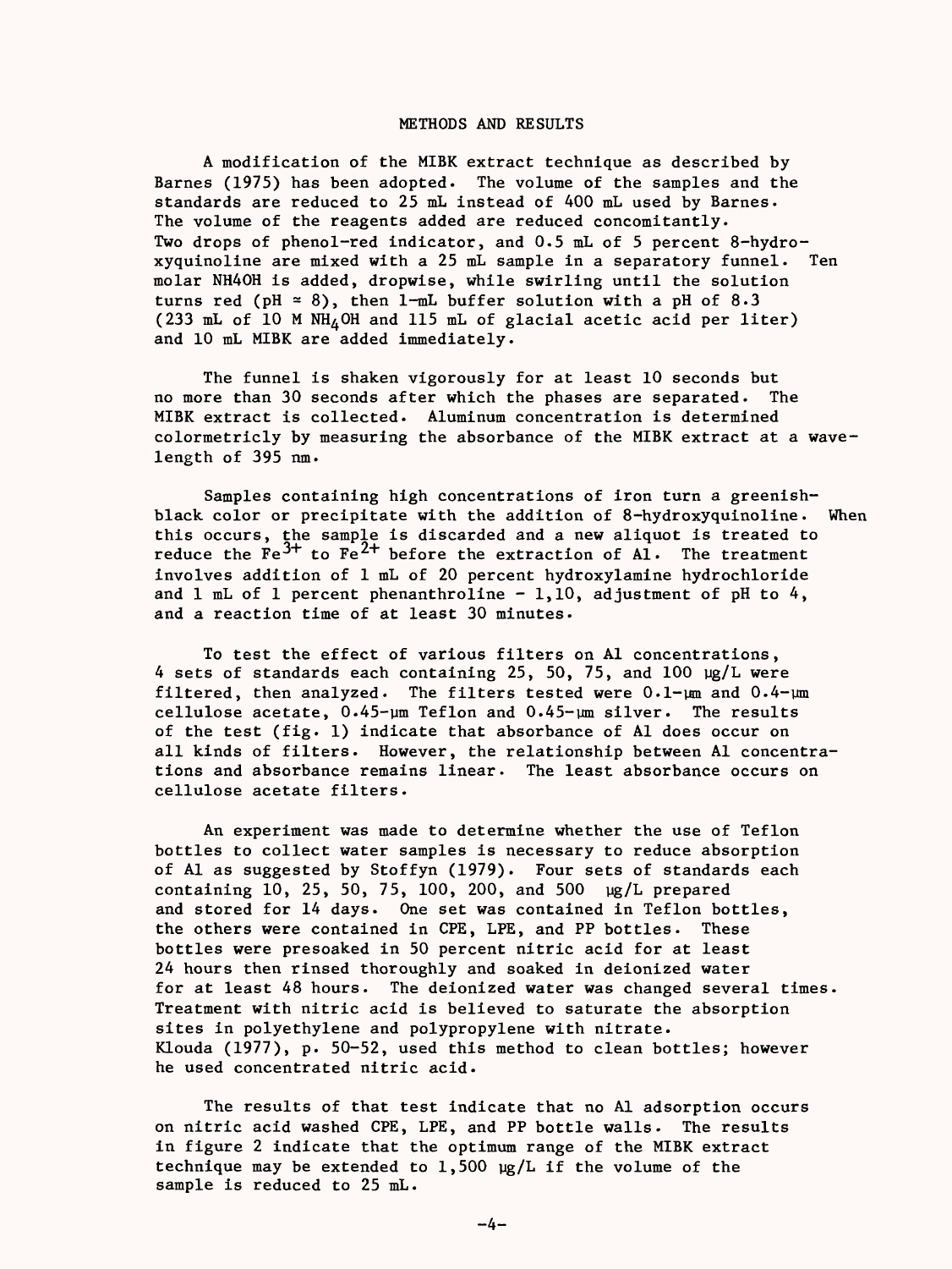## METHODS AND RESULTS

A modification of the MIBK extract technique as described by Barnes (1975) has been adopted. The volume of the samples and the standards are reduced to 25 mL instead of 400 mL used by Barnes. The volume of the reagents added are reduced concomitantly. Two drops of phenol-red indicator, and 0.5 mL of 5 percent 8-hydroxyquinoline are mixed with a 25 mL sample in a separatory funnel. Ten molar NH4OH is added, dropwise, while swirling until the solution turns red (pH ≈ 8), then 1-mL buffer solution with a pH of 8.3 (233 mL of 10 M $NH_4OH$ and 115 mL of glacial acetic acid per liter) and 10 mL MIBK are added immediately.

The funnel is shaken vigorously for at least 10 seconds but no more than 30 seconds after which the phases are separated. The MIBK extract is collected. Aluminum concentration is determined colormetricly by measuring the absorbance of the MIBK extract at a wavelength of 395 nm.

Samples containing high concentrations of iron turn a greenish-black color or precipitate with the addition of 8-hydroxyquinoline. When this occurs, the sample is discarded and a new aliquot is treated to reduce the $Fe^{3+}$ to $Fe^{2+}$ before the extraction of Al. The treatment involves addition of 1 mL of 20 percent hydroxylamine hydrochloride and 1 mL of 1 percent phenanthroline - 1,10, adjustment of pH to 4, and a reaction time of at least 30 minutes.

To test the effect of various filters on Al concentrations, 4 sets of standards each containing 25, 50, 75, and 100 µg/L were filtered, then analyzed. The filters tested were 0.1-µm and 0.4-µm cellulose acetate, 0.45-µm Teflon and 0.45-µm silver. The results of the test (fig. 1) indicate that absorbance of Al does occur on all kinds of filters. However, the relationship between Al concentrations and absorbance remains linear. The least absorbance occurs on cellulose acetate filters.

An experiment was made to determine whether the use of Teflon bottles to collect water samples is necessary to reduce absorption of Al as suggested by Stoffyn (1979). Four sets of standards each containing 10, 25, 50, 75, 100, 200, and 500 µg/L prepared and stored for 14 days. One set was contained in Teflon bottles, the others were contained in CPE, LPE, and PP bottles. These bottles were presoaked in 50 percent nitric acid for at least 24 hours then rinsed thoroughly and soaked in deionized water for at least 48 hours. The deionized water was changed several times. Treatment with nitric acid is believed to saturate the absorption sites in polyethylene and polypropylene with nitrate. Klouda (1977), p. 50-52, used this method to clean bottles; however he used concentrated nitric acid.

The results of that test indicate that no Al adsorption occurs on nitric acid washed CPE, LPE, and PP bottle walls. The results in figure 2 indicate that the optimum range of the MIBK extract technique may be extended to 1,500 µg/L if the volume of the sample is reduced to 25 mL.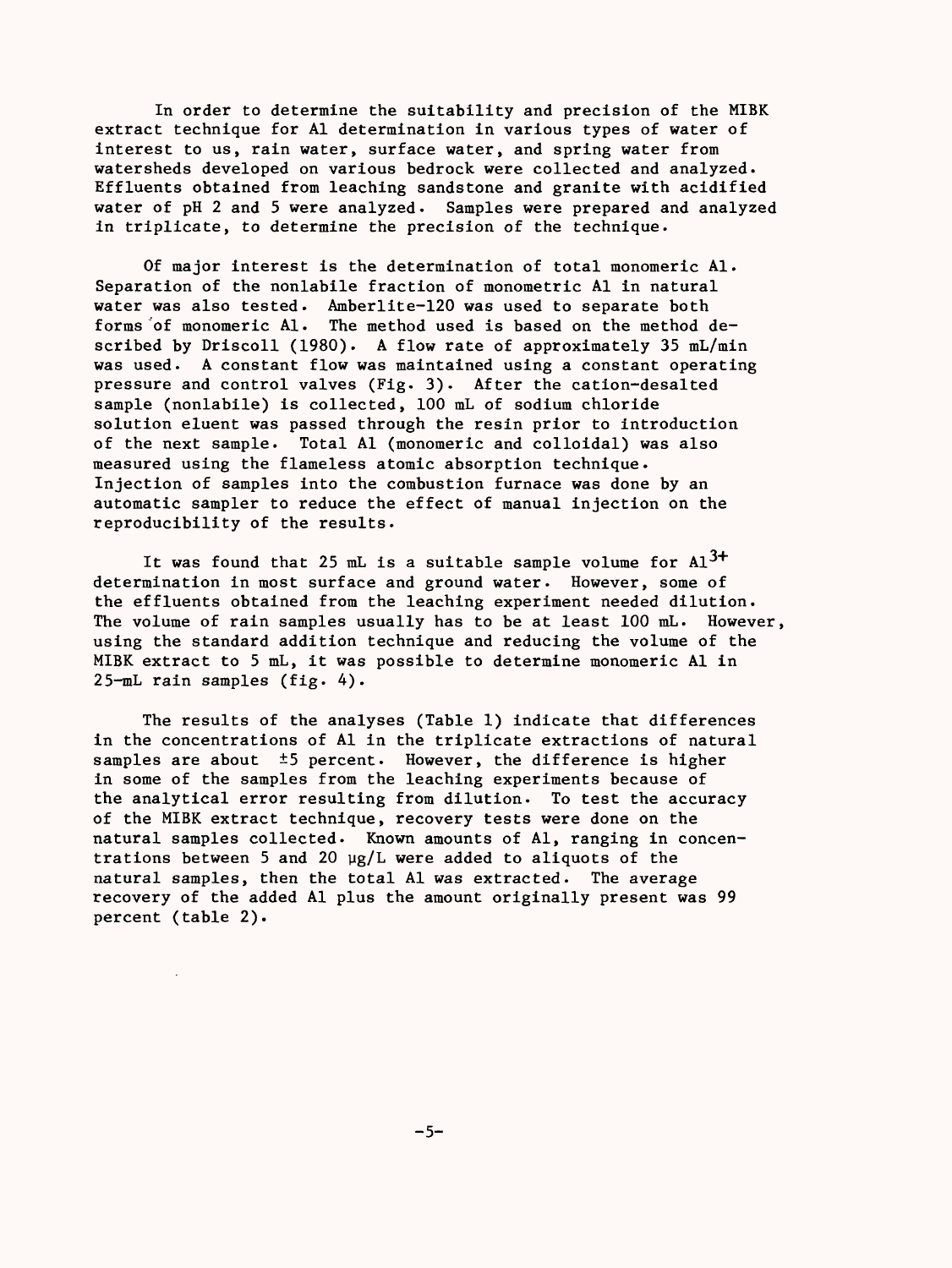In order to determine the suitability and precision of the MIBK extract technique for Al determination in various types of water of interest to us, rain water, surface water, and spring water from watersheds developed on various bedrock were collected and analyzed. Effluents obtained from leaching sandstone and granite with acidified water of pH 2 and 5 were analyzed. Samples were prepared and analyzed in triplicate, to determine the precision of the technique.

Of major interest is the determination of total monomeric Al. Separation of the nonlabile fraction of monometric Al in natural water was also tested. Amberlite-120 was used to separate both forms of monomeric Al. The method used is based on the method described by Driscoll (1980). A flow rate of approximately 35 mL/min was used. A constant flow was maintained using a constant operating pressure and control valves (Fig. 3). After the cation-desalted sample (nonlabile) is collected, 100 mL of sodium chloride solution eluent was passed through the resin prior to introduction of the next sample. Total Al (monomeric and colloidal) was also measured using the flameless atomic absorption technique. Injection of samples into the combustion furnace was done by an automatic sampler to reduce the effect of manual injection on the reproducibility of the results.

It was found that 25 mL is a suitable sample volume for $Al^{3+}$ determination in most surface and ground water. However, some of the effluents obtained from the leaching experiment needed dilution. The volume of rain samples usually has to be at least 100 mL. However, using the standard addition technique and reducing the volume of the MIBK extract to 5 mL, it was possible to determine monomeric Al in 25-mL rain samples (fig. 4).

The results of the analyses (Table 1) indicate that differences in the concentrations of Al in the triplicate extractions of natural samples are about ±5 percent. However, the difference is higher in some of the samples from the leaching experiments because of the analytical error resulting from dilution. To test the accuracy of the MIBK extract technique, recovery tests were done on the natural samples collected. Known amounts of Al, ranging in concentrations between 5 and 20 µg/L were added to aliquots of the natural samples, then the total Al was extracted. The average recovery of the added Al plus the amount originally present was 99 percent (table 2).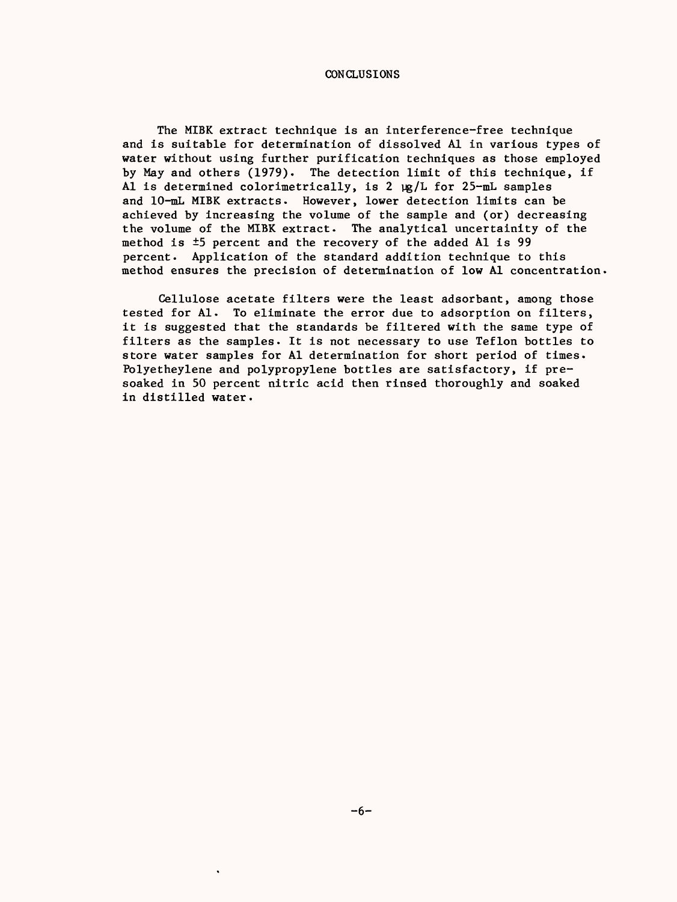# CONCLUSIONS

The MIBK extract technique is an interference-free technique and is suitable for determination of dissolved Al in various types of water without using further purification techniques as those employed by May and others (1979). The detection limit of this technique, if Al is determined colorimetrically, is 2 μg/L for 25-mL samples and 10-mL MIBK extracts. However, lower detection limits can be achieved by increasing the volume of the sample and (or) decreasing the volume of the MIBK extract. The analytical uncertainity of the method is ±5 percent and the recovery of the added Al is 99 percent. Application of the standard addition technique to this method ensures the precision of determination of low Al concentration.

Cellulose acetate filters were the least adsorbant, among those tested for Al. To eliminate the error due to adsorption on filters, it is suggested that the standards be filtered with the same type of filters as the samples. It is not necessary to use Teflon bottles to store water samples for Al determination for short period of times. Polyetheylene and polypropylene bottles are satisfactory, if pre-soaked in 50 percent nitric acid then rinsed thoroughly and soaked in distilled water.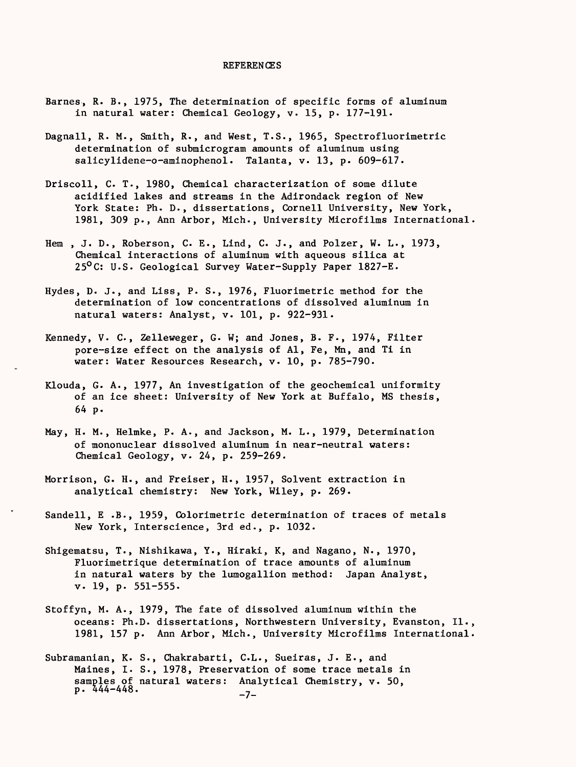# REFERENCES

Barnes, R. B., 1975, The determination of specific forms of aluminum in natural water: Chemical Geology, v. 15, p. 177-191.

Dagnall, R. M., Smith, R., and West, T.S., 1965, Spectrofluorimetric determination of submicrogram amounts of aluminum using salicylidene-o-aminophenol. Talanta, v. 13, p. 609-617.

Driscoll, C. T., 1980, Chemical characterization of some dilute acidified lakes and streams in the Adirondack region of New York State: Ph. D., dissertations, Cornell University, New York, 1981, 309 p., Ann Arbor, Mich., University Microfilms International.

Hem , J. D., Roberson, C. E., Lind, C. J., and Polzer, W. L., 1973, Chemical interactions of aluminum with aqueous silica at 25°C: U.S. Geological Survey Water-Supply Paper 1827-E.

Hydes, D. J., and Liss, P. S., 1976, Fluorimetric method for the determination of low concentrations of dissolved aluminum in natural waters: Analyst, v. 101, p. 922-931.

Kennedy, V. C., Zelleweger, G. W; and Jones, B. F., 1974, Filter pore-size effect on the analysis of Al, Fe, Mn, and Ti in water: Water Resources Research, v. 10, p. 785-790.

Klouda, G. A., 1977, An investigation of the geochemical uniformity of an ice sheet: University of New York at Buffalo, MS thesis, 64 p.

May, H. M., Helmke, P. A., and Jackson, M. L., 1979, Determination of mononuclear dissolved aluminum in near-neutral waters: Chemical Geology, v. 24, p. 259-269.

Morrison, G. H., and Freiser, H., 1957, Solvent extraction in analytical chemistry: New York, Wiley, p. 269.

Sandell, E .B., 1959, Colorimetric determination of traces of metals New York, Interscience, 3rd ed., p. 1032.

Shigematsu, T., Nishikawa, Y., Hiraki, K, and Nagano, N., 1970, Fluorimetrique determination of trace amounts of aluminum in natural waters by the lumogallion method: Japan Analyst, v. 19, p. 551-555.

Stoffyn, M. A., 1979, The fate of dissolved aluminum within the oceans: Ph.D. dissertations, Northwestern University, Evanston, Il., 1981, 157 p. Ann Arbor, Mich., University Microfilms International.

Subramanian, K. S., Chakrabarti, C.L., Sueiras, J. E., and Maines, I. S., 1978, Preservation of some trace metals in samples of natural waters: Analytical Chemistry, v. 50, p. 444-448.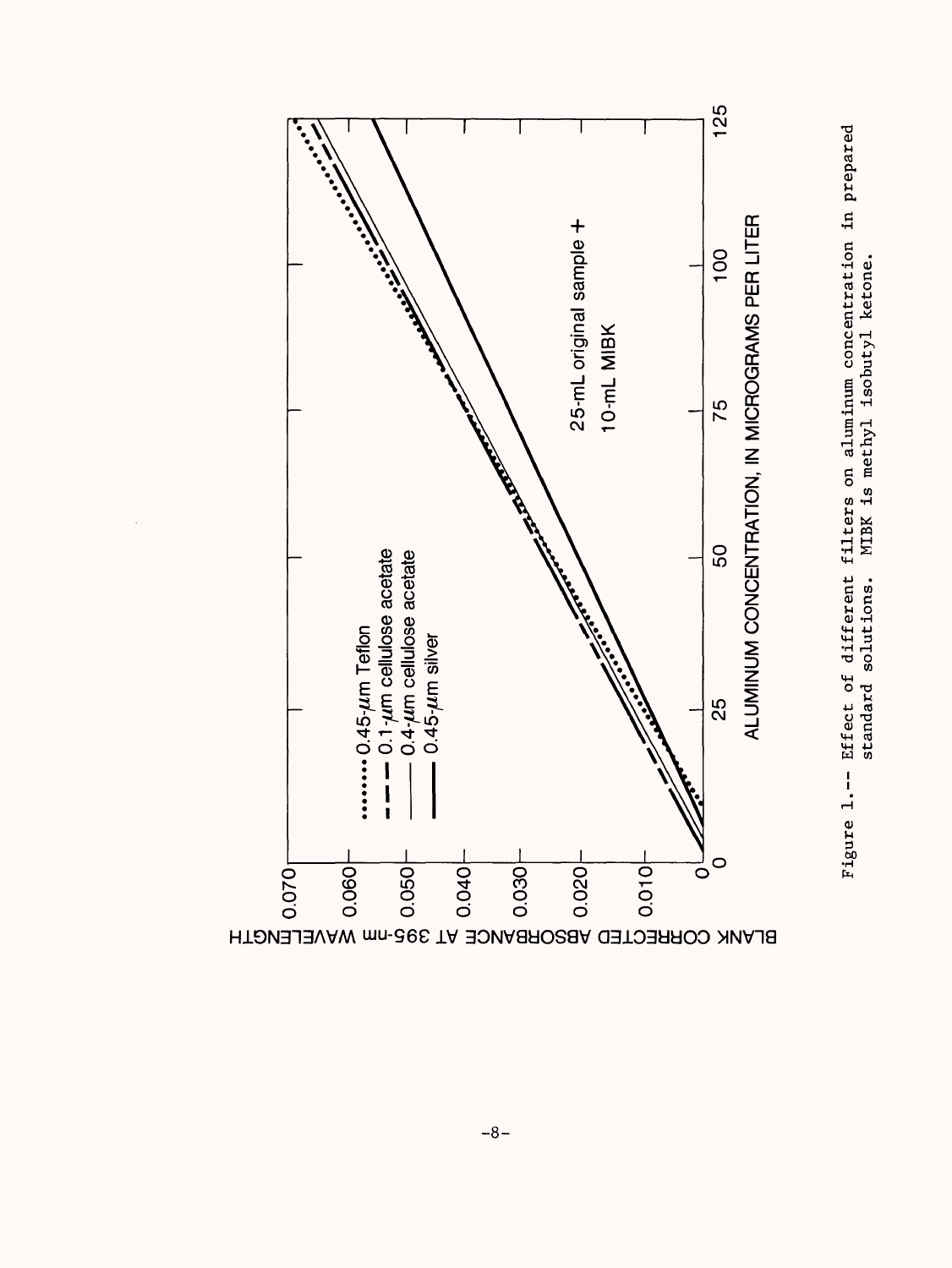Figure 1.-- Effect of different filters on aluminum concentration in prepared standard solutions. MIBK is methyl isobutyl ketone.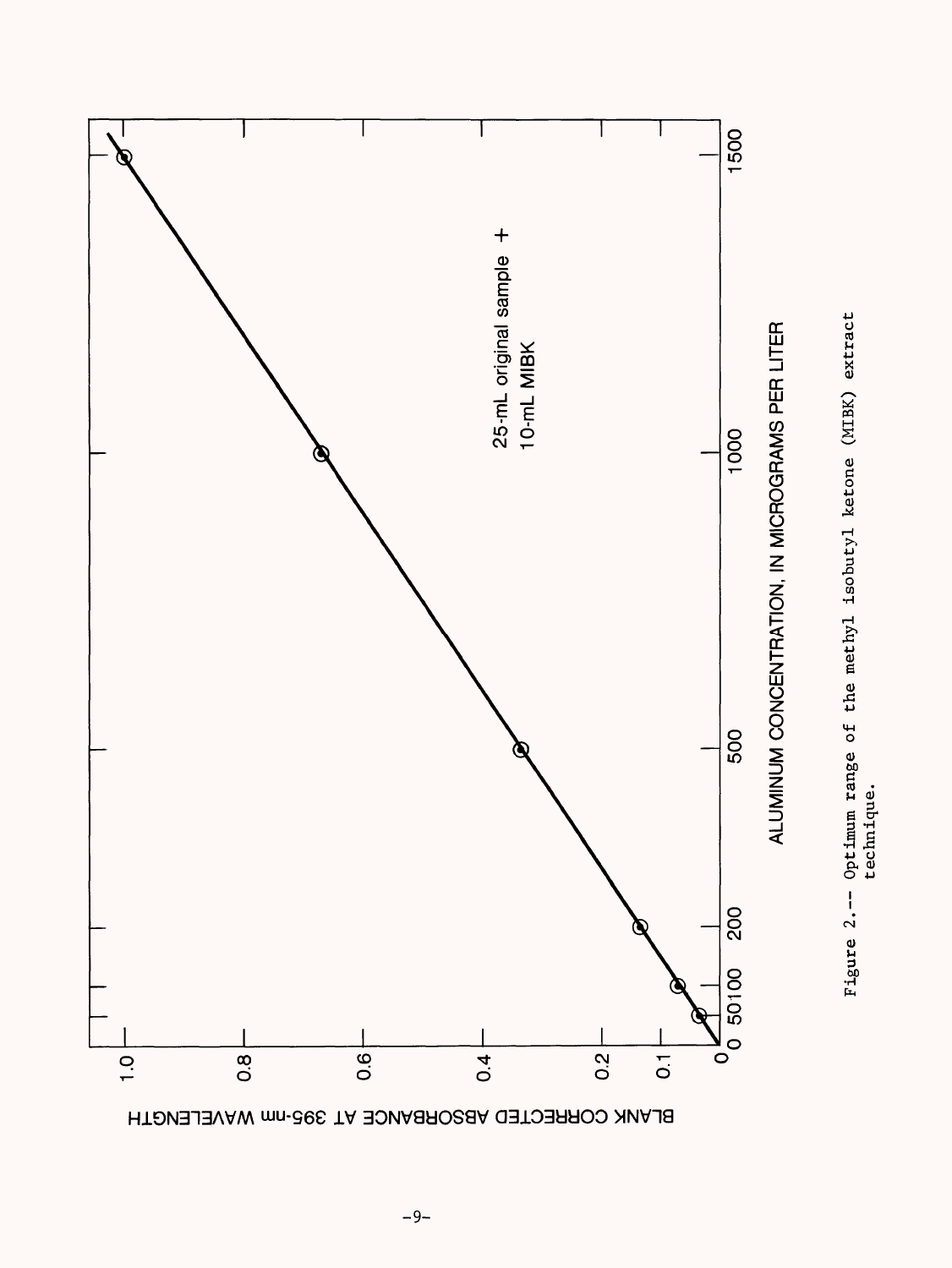BLANK CORRECTED ABSORBANCE AT 395-nm WAVELENGTH

ALUMINUM CONCENTRATION, IN MICROGRAMS PER LITER

25-mL original sample + 10-mL MIBK

Figure 2.-- Optimum range of the methyl isobutyl ketone (MIBK) extract technique.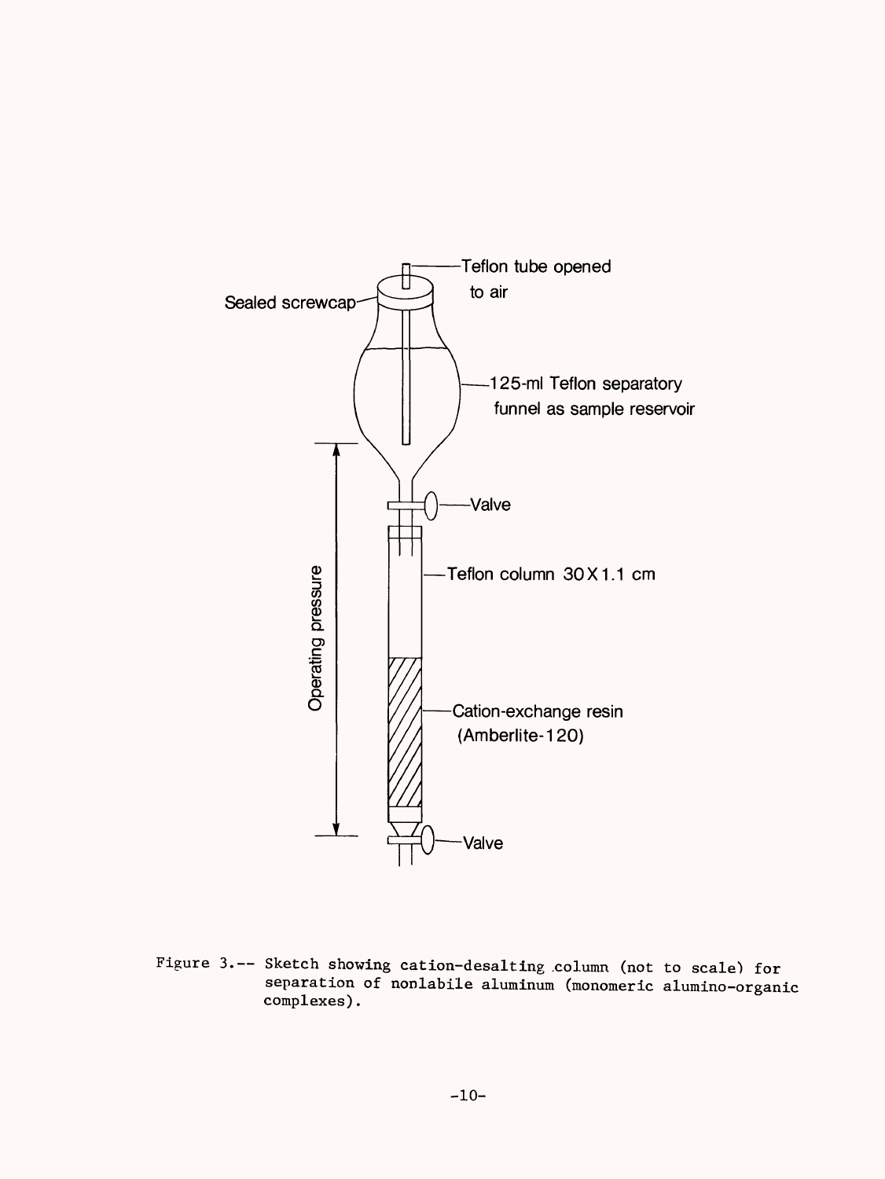Teflon tube opened to air

Sealed screwcap

125-ml Teflon separatory funnel as sample reservoir

Valve

Operating pressure

Teflon column 30 X 1.1 cm

Cation-exchange resin (Amberlite-120)

Valve

Figure 3.-- Sketch showing cation-desalting column (not to scale) for separation of nonlabile aluminum (monomeric alumino-organic complexes).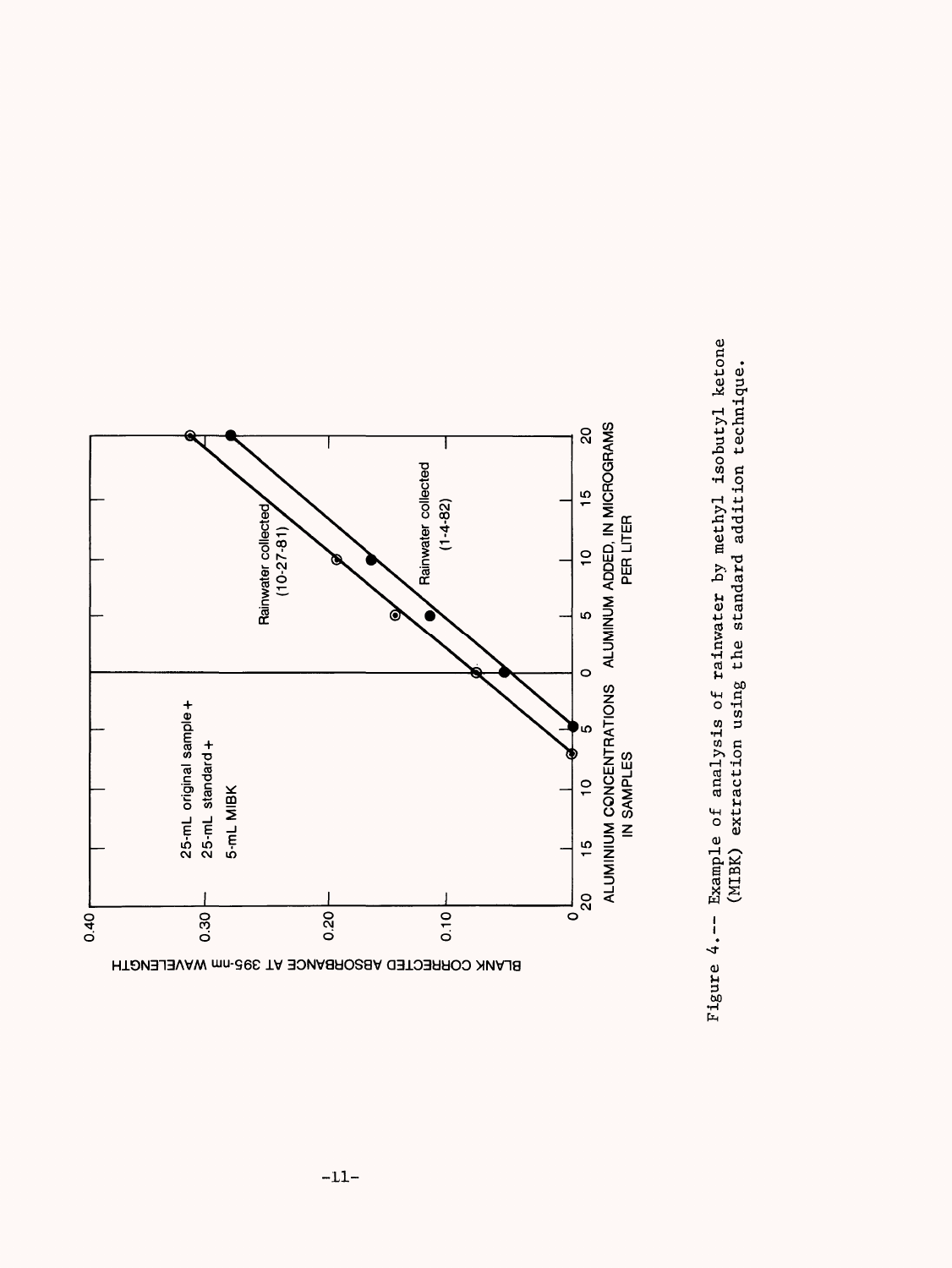Figure 4.-- Example of analysis of rainwater by methyl isobutyl ketone (MIBK) extraction using the standard addition technique.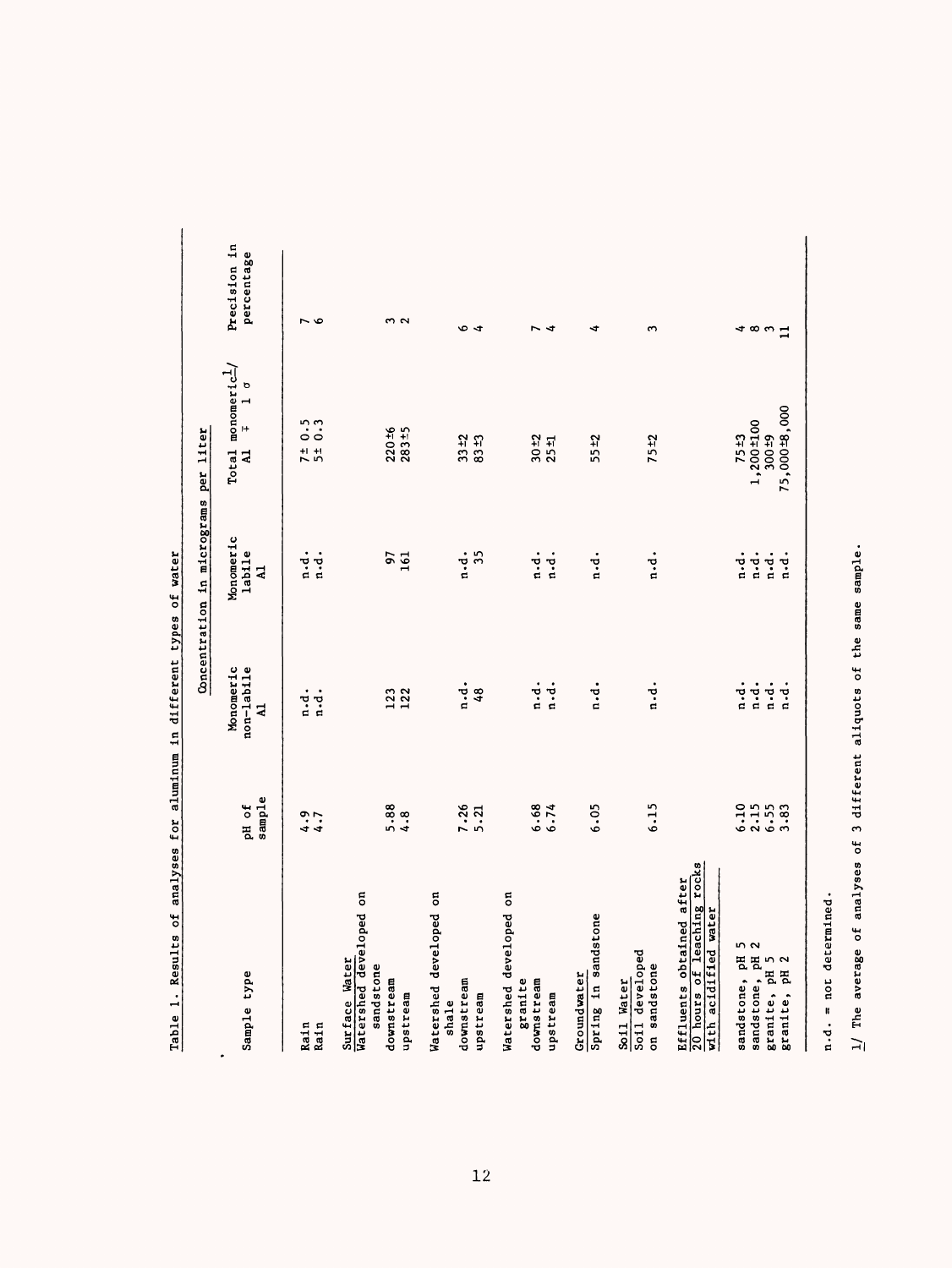Table 1. Results of analyses for aluminum in different types of water

| Sample type | pH of sample | Concentration in micrograms per liter | | | Precision in percentage |
|---|---|---|---|---|---|
| | | Monomeric non-labile Al | Monomeric labile Al | Total monomeric[1/] Al ∓ 1 σ | |
| Rain | 4.9 | n.d. | n.d. | 7± 0.5 | 7 |
| Rain | 4.7 | n.d. | n.d. | 5± 0.3 | 6 |
| Surface Water | | | | | |
| Watershed developed on sandstone | | | | | |
| downstream | 5.88 | 123 | 97 | 220±6 | 3 |
| upstream | 4.8 | 122 | 161 | 283±5 | 2 |
| Watershed developed on shale | | | | | |
| downstream | 7.26 | n.d. | n.d. | 33±2 | 6 |
| upstream | 5.21 | 48 | 35 | 83±3 | 4 |
| Watershed developed on granite | | | | | |
| downstream | 6.68 | n.d. | n.d. | 30±2 | 7 |
| upstream | 6.74 | n.d. | n.d. | 25±1 | 4 |
| Groundwater | | | | | |
| Spring in sandstone | 6.05 | n.d. | n.d. | 55±2 | 4 |
| Soil Water | | | | | |
| Soil developed on sandstone | 6.15 | n.d. | n.d. | 75±2 | 3 |
| Effluents obtained after 20 hours of leaching rocks with acidified water | | | | | |
| sandstone, pH 5 | 6.10 | n.d. | n.d. | 75±3 | 4 |
| sandstone, pH 2 | 2.15 | n.d. | n.d. | 1,200±100 | 8 |
| granite, pH 5 | 6.55 | n.d. | n.d. | 300±9 | 3 |
| granite, pH 2 | 3.83 | n.d. | n.d. | 75,000±8,000 | 11 |

n.d. = not determined.

1/ The average of analyses of 3 different aliquots of the same sample.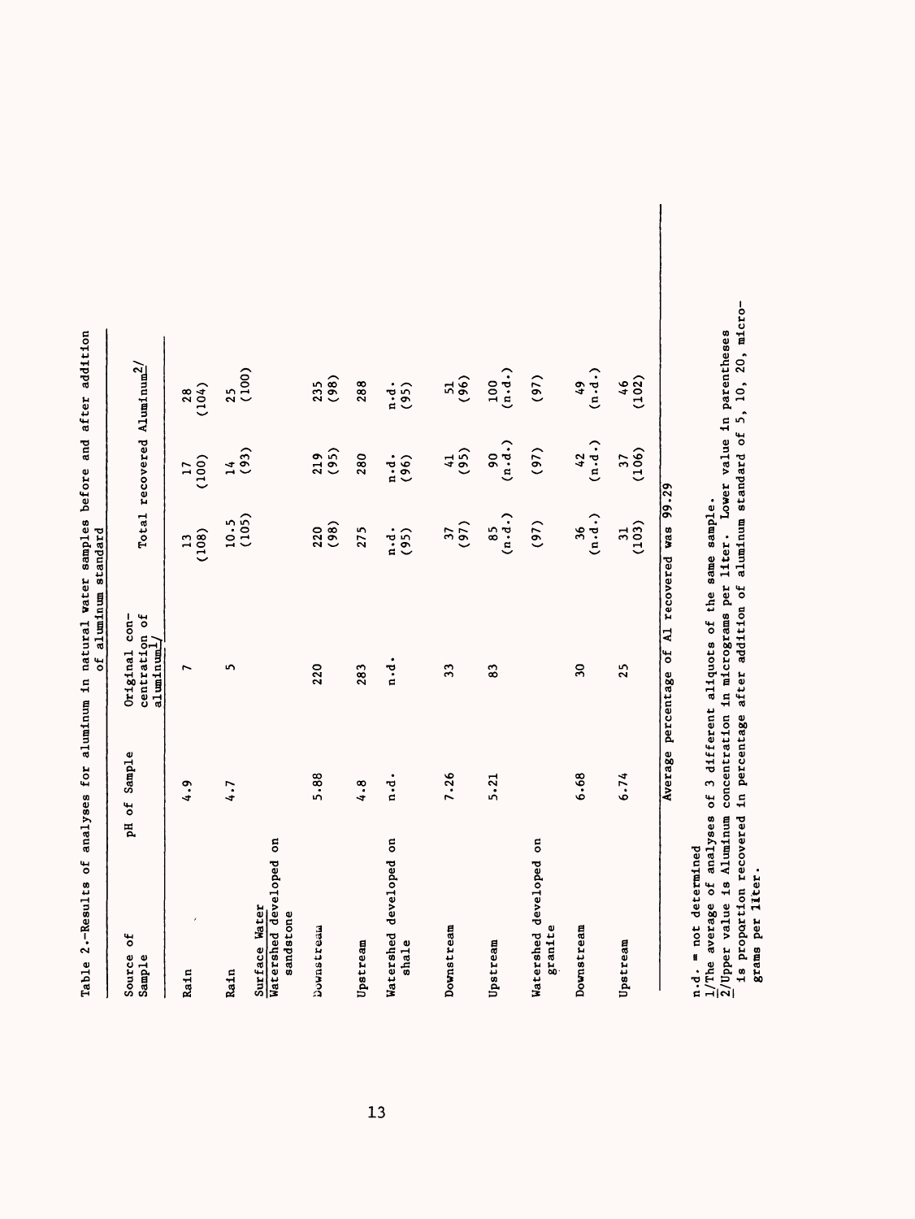Table 2.-Results of analyses for aluminum in natural water samples before and after addition of aluminum standard

| Source of Sample | pH of Sample | Original concentration of aluminum[1] | Total recovered Aluminum[2] | | |
|---|---|---|---|---|---|
| Rain | 4.9 | 7 | 13 (108) | 17 (100) | 28 (104) |
| Rain | 4.7 | 5 | 10.5 (105) | 14 (93) | 25 (100) |
| Surface Water | | | | | |
| Watershed developed on sandstone | | | | | |
| Downstream | 5.88 | 220 | 220 (98) | 219 (95) | 235 (98) |
| Upstream | 4.8 | 283 | 275 | 280 | 288 |
| Watershed developed on shale | n.d. | n.d. | n.d. (95) | n.d. (96) | n.d. (95) |
| Downstream | 7.26 | 33 | 37 (97) | 41 (95) | 51 (96) |
| Upstream | 5.21 | 83 | 85 (n.d.) | 90 (n.d.) | 100 (n.d.) |
| Watershed developed on granite | | | (97) | (97) | (97) |
| Downstream | 6.68 | 30 | 36 (n.d.) | 42 (n.d.) | 49 (n.d.) |
| Upstream | 6.74 | 25 | 31 (103) | 37 (106) | 46 (102) |

Average percentage of Al recovered was 99.29

n.d. = not determined

[1]The average of analyses of 3 different aliquots of the same sample.

[2]Upper value is Aluminum concentration in micrograms per liter. Lower value in parentheses is proportion recovered in percentage after addition of aluminum standard of 5, 10, 20, micrograms per liter.